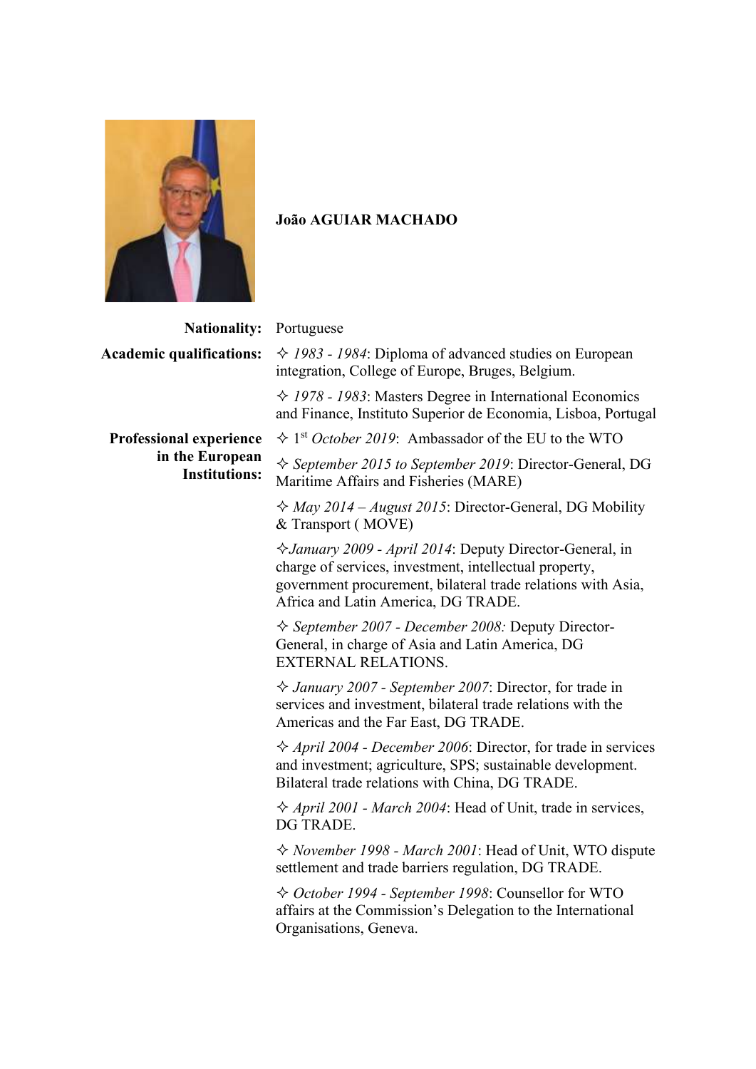**João AGUIAR MACHADO**

**Nationality:** Portuguese

**Academic qualifications:**

✧ *1983 - 1984*: Diploma of advanced studies on European integration, College of Europe, Bruges, Belgium.

✧ *1978 - 1983*: Masters Degree in International Economics and Finance, Instituto Superior de Economia, Lisboa, Portugal

**Professional experience in the European Institutions:**

✧ 1st *October 2019*: Ambassador of the EU to the WTO

✧ *September 2015 to September 2019*: Director-General, DG Maritime Affairs and Fisheries (MARE)

✧ *May 2014 – August 2015*: Director-General, DG Mobility & Transport ( MOVE)

✧*January 2009 - April 2014*: Deputy Director-General, in charge of services, investment, intellectual property, government procurement, bilateral trade relations with Asia, Africa and Latin America, DG TRADE.

✧ *September 2007 - December 2008:* Deputy Director-General, in charge of Asia and Latin America, DG EXTERNAL RELATIONS.

✧ *January 2007 - September 2007*: Director, for trade in services and investment, bilateral trade relations with the Americas and the Far East, DG TRADE.

✧ *April 2004 - December 2006*: Director, for trade in services and investment; agriculture, SPS; sustainable development. Bilateral trade relations with China, DG TRADE.

✧ *April 2001 - March 2004*: Head of Unit, trade in services, DG TRADE.

✧ *November 1998 - March 2001*: Head of Unit, WTO dispute settlement and trade barriers regulation, DG TRADE.

✧ *October 1994 - September 1998*: Counsellor for WTO affairs at the Commission's Delegation to the International Organisations, Geneva.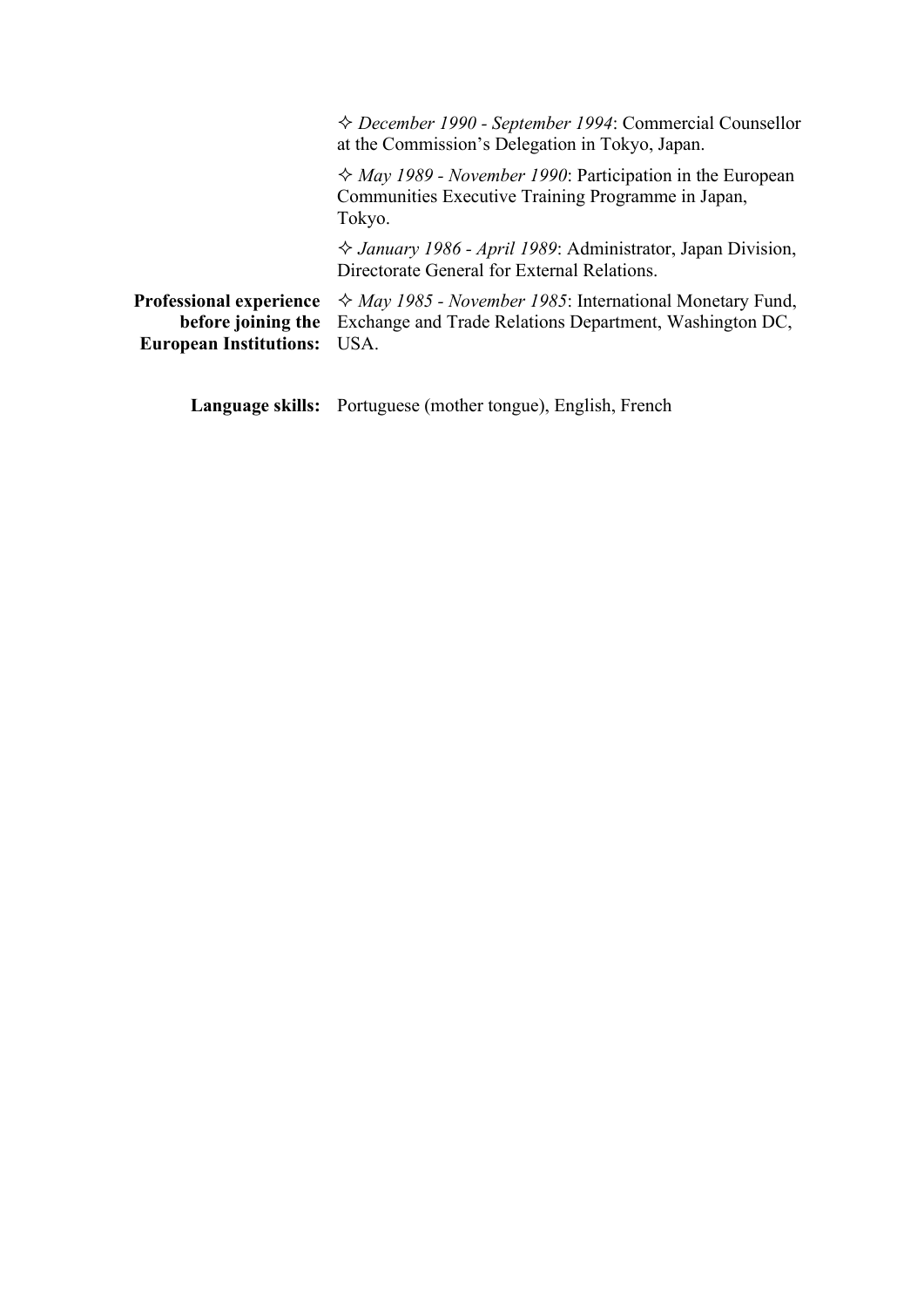✧ *December 1990 - September 1994*: Commercial Counsellor at the Commission's Delegation in Tokyo, Japan.

✧ *May 1989 - November 1990*: Participation in the European Communities Executive Training Programme in Japan, Tokyo.

✧ *January 1986 - April 1989*: Administrator, Japan Division, Directorate General for External Relations.

**Professional experience before joining the European Institutions:** ✧ *May 1985 - November 1985*: International Monetary Fund, Exchange and Trade Relations Department, Washington DC, USA.

**Language skills:** Portuguese (mother tongue), English, French